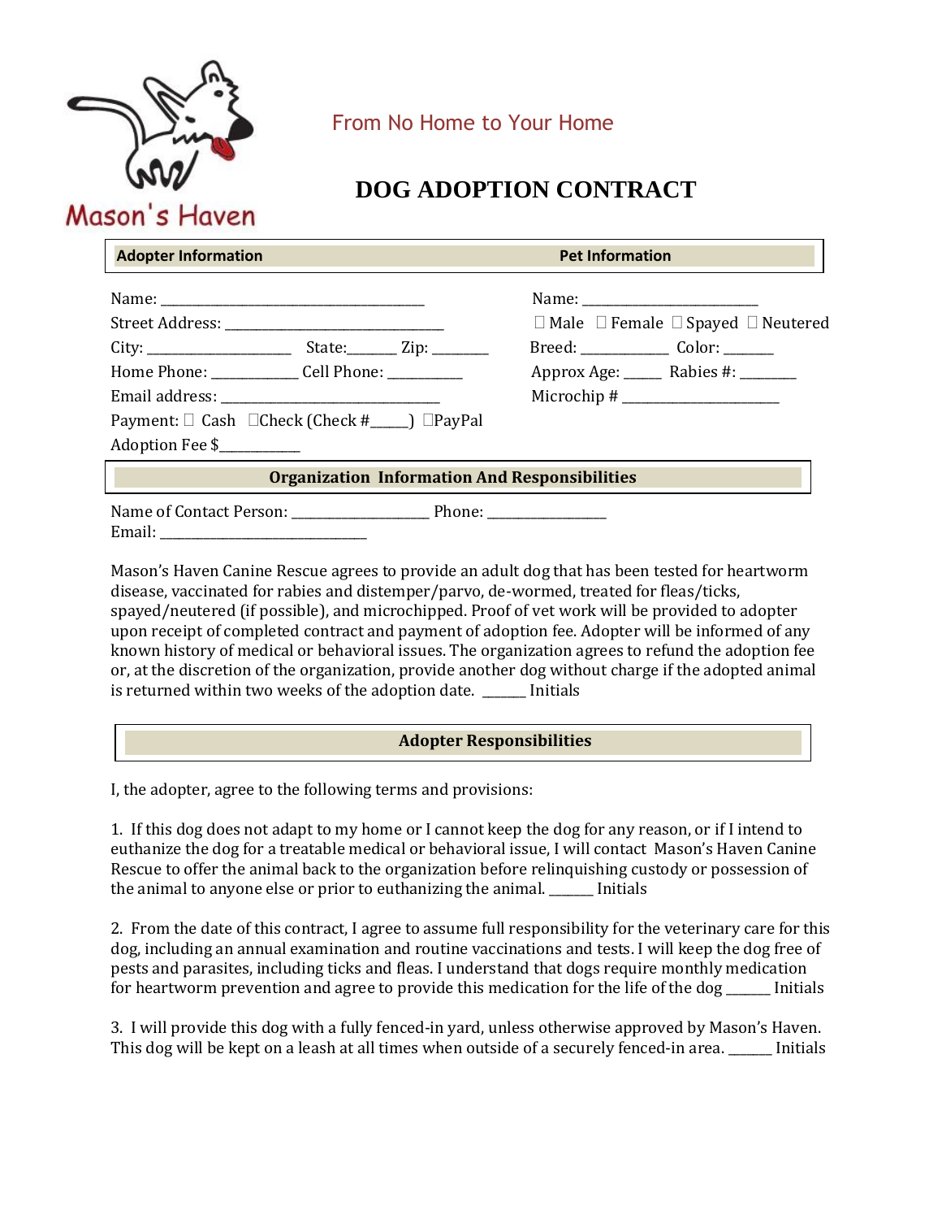Mason's Haven

From No Home to Your Home

# DOG ADOPTION CONTRACT

| Adopter Information | Pet Information |
|---|---|

Name: ___________________________________

Street Address: _____________________________

City: ___________________ State:______ Zip: ________

Home Phone: ___________ Cell Phone: __________

Email address: ______________________________

Payment: ☐ Cash ☐Check (Check #_____) ☐PayPal

Adoption Fee $__________

Name: _______________________

☐ Male ☐ Female ☐ Spayed ☐ Neutered

Breed: ____________ Color: _______

Approx Age: _____ Rabies #: ________

Microchip # _____________________

## Organization Information And Responsibilities

Name of Contact Person: __________________ Phone: ________________

Email: ____________________________

Mason's Haven Canine Rescue agrees to provide an adult dog that has been tested for heartworm disease, vaccinated for rabies and distemper/parvo, de-wormed, treated for fleas/ticks, spayed/neutered (if possible), and microchipped. Proof of vet work will be provided to adopter upon receipt of completed contract and payment of adoption fee. Adopter will be informed of any known history of medical or behavioral issues. The organization agrees to refund the adoption fee or, at the discretion of the organization, provide another dog without charge if the adopted animal is returned within two weeks of the adoption date. ______ Initials

## Adopter Responsibilities

I, the adopter, agree to the following terms and provisions:

1. If this dog does not adapt to my home or I cannot keep the dog for any reason, or if I intend to euthanize the dog for a treatable medical or behavioral issue, I will contact Mason's Haven Canine Rescue to offer the animal back to the organization before relinquishing custody or possession of the animal to anyone else or prior to euthanizing the animal. ______ Initials

2. From the date of this contract, I agree to assume full responsibility for the veterinary care for this dog, including an annual examination and routine vaccinations and tests. I will keep the dog free of pests and parasites, including ticks and fleas. I understand that dogs require monthly medication for heartworm prevention and agree to provide this medication for the life of the dog ______ Initials

3. I will provide this dog with a fully fenced-in yard, unless otherwise approved by Mason's Haven. This dog will be kept on a leash at all times when outside of a securely fenced-in area. ______ Initials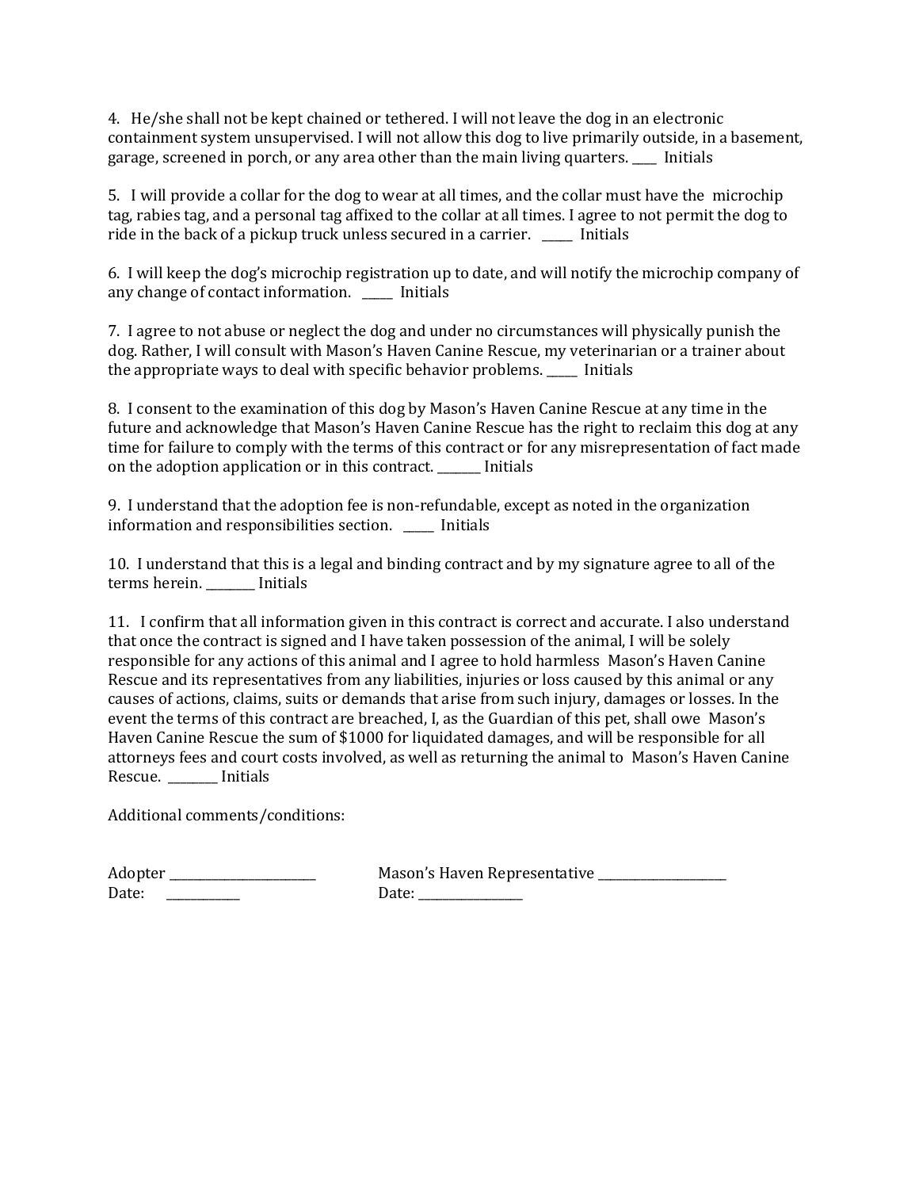4. He/she shall not be kept chained or tethered. I will not leave the dog in an electronic containment system unsupervised. I will not allow this dog to live primarily outside, in a basement, garage, screened in porch, or any area other than the main living quarters. ____ Initials

5. I will provide a collar for the dog to wear at all times, and the collar must have the microchip tag, rabies tag, and a personal tag affixed to the collar at all times. I agree to not permit the dog to ride in the back of a pickup truck unless secured in a carrier. _____ Initials

6. I will keep the dog's microchip registration up to date, and will notify the microchip company of any change of contact information. _____ Initials

7. I agree to not abuse or neglect the dog and under no circumstances will physically punish the dog. Rather, I will consult with Mason's Haven Canine Rescue, my veterinarian or a trainer about the appropriate ways to deal with specific behavior problems. _____ Initials

8. I consent to the examination of this dog by Mason's Haven Canine Rescue at any time in the future and acknowledge that Mason's Haven Canine Rescue has the right to reclaim this dog at any time for failure to comply with the terms of this contract or for any misrepresentation of fact made on the adoption application or in this contract. _______ Initials

9. I understand that the adoption fee is non-refundable, except as noted in the organization information and responsibilities section. _____ Initials

10. I understand that this is a legal and binding contract and by my signature agree to all of the terms herein. ________ Initials

11. I confirm that all information given in this contract is correct and accurate. I also understand that once the contract is signed and I have taken possession of the animal, I will be solely responsible for any actions of this animal and I agree to hold harmless Mason's Haven Canine Rescue and its representatives from any liabilities, injuries or loss caused by this animal or any causes of actions, claims, suits or demands that arise from such injury, damages or losses. In the event the terms of this contract are breached, I, as the Guardian of this pet, shall owe Mason's Haven Canine Rescue the sum of $1000 for liquidated damages, and will be responsible for all attorneys fees and court costs involved, as well as returning the animal to Mason's Haven Canine Rescue. ________ Initials

Additional comments/conditions:

Adopter ________________________  Mason's Haven Representative ____________________
Date: ___________  Date: ________________